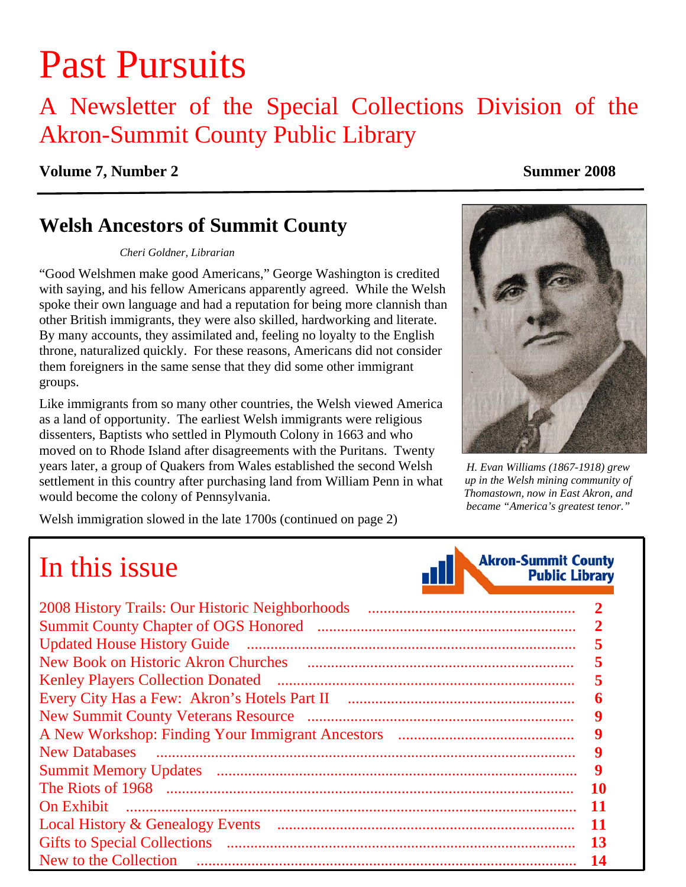# Past Pursuits

## A Newsletter of the Special Collections Division of the Akron-Summit County Public Library

**Volume 7, Number 2** **Summer 2008**

## Welsh Ancestors of Summit County

*Cheri Goldner, Librarian*

"Good Welshmen make good Americans," George Washington is credited with saying, and his fellow Americans apparently agreed. While the Welsh spoke their own language and had a reputation for being more clannish than other British immigrants, they were also skilled, hardworking and literate. By many accounts, they assimilated and, feeling no loyalty to the English throne, naturalized quickly. For these reasons, Americans did not consider them foreigners in the same sense that they did some other immigrant groups.

Like immigrants from so many other countries, the Welsh viewed America as a land of opportunity. The earliest Welsh immigrants were religious dissenters, Baptists who settled in Plymouth Colony in 1663 and who moved on to Rhode Island after disagreements with the Puritans. Twenty years later, a group of Quakers from Wales established the second Welsh settlement in this country after purchasing land from William Penn in what would become the colony of Pennsylvania.

Welsh immigration slowed in the late 1700s (continued on page 2)

*H. Evan Williams (1867-1918) grew up in the Welsh mining community of Thomastown, now in East Akron, and became "America's greatest tenor."*

## In this issue

Akron-Summit County Public Library

| | |
|---|---|
| 2008 History Trails: Our Historic Neighborhoods | **2** |
| Summit County Chapter of OGS Honored | **2** |
| Updated House History Guide | **5** |
| New Book on Historic Akron Churches | **5** |
| Kenley Players Collection Donated | **5** |
| Every City Has a Few: Akron's Hotels Part II | **6** |
| New Summit County Veterans Resource | **9** |
| A New Workshop: Finding Your Immigrant Ancestors | **9** |
| New Databases | **9** |
| Summit Memory Updates | **9** |
| The Riots of 1968 | **10** |
| On Exhibit | **11** |
| Local History & Genealogy Events | **11** |
| Gifts to Special Collections | **13** |
| New to the Collection | **14** |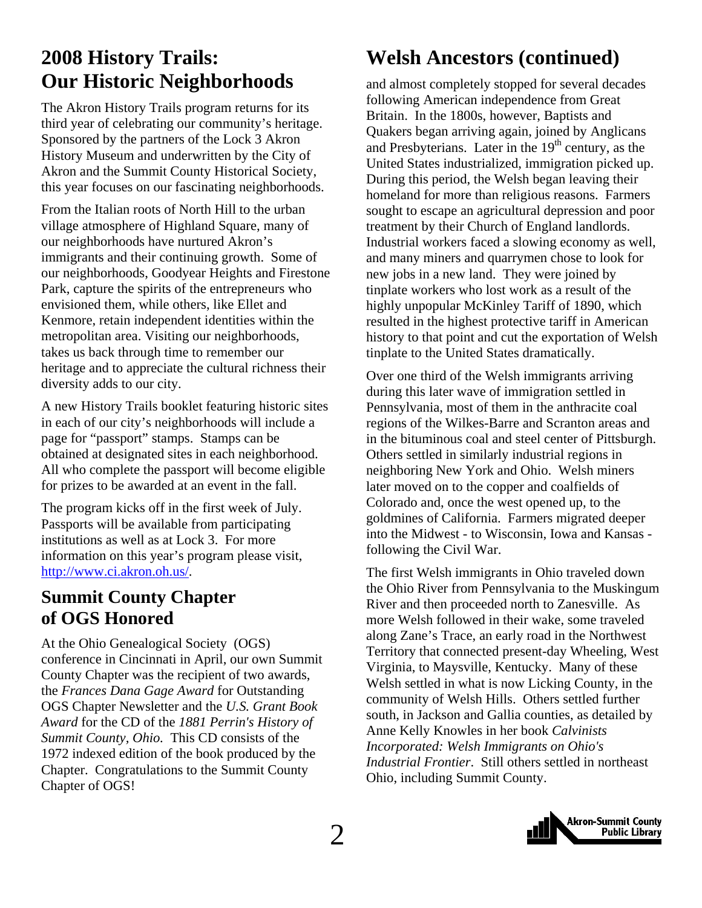## 2008 History Trails: Our Historic Neighborhoods

The Akron History Trails program returns for its third year of celebrating our community's heritage. Sponsored by the partners of the Lock 3 Akron History Museum and underwritten by the City of Akron and the Summit County Historical Society, this year focuses on our fascinating neighborhoods.

From the Italian roots of North Hill to the urban village atmosphere of Highland Square, many of our neighborhoods have nurtured Akron's immigrants and their continuing growth. Some of our neighborhoods, Goodyear Heights and Firestone Park, capture the spirits of the entrepreneurs who envisioned them, while others, like Ellet and Kenmore, retain independent identities within the metropolitan area. Visiting our neighborhoods, takes us back through time to remember our heritage and to appreciate the cultural richness their diversity adds to our city.

A new History Trails booklet featuring historic sites in each of our city's neighborhoods will include a page for "passport" stamps. Stamps can be obtained at designated sites in each neighborhood. All who complete the passport will become eligible for prizes to be awarded at an event in the fall.

The program kicks off in the first week of July. Passports will be available from participating institutions as well as at Lock 3. For more information on this year's program please visit, http://www.ci.akron.oh.us/.

## Summit County Chapter of OGS Honored

At the Ohio Genealogical Society (OGS) conference in Cincinnati in April, our own Summit County Chapter was the recipient of two awards, the *Frances Dana Gage Award* for Outstanding OGS Chapter Newsletter and the *U.S. Grant Book Award* for the CD of the *1881 Perrin's History of Summit County, Ohio.* This CD consists of the 1972 indexed edition of the book produced by the Chapter. Congratulations to the Summit County Chapter of OGS!

## Welsh Ancestors (continued)

and almost completely stopped for several decades following American independence from Great Britain. In the 1800s, however, Baptists and Quakers began arriving again, joined by Anglicans and Presbyterians. Later in the 19th century, as the United States industrialized, immigration picked up. During this period, the Welsh began leaving their homeland for more than religious reasons. Farmers sought to escape an agricultural depression and poor treatment by their Church of England landlords. Industrial workers faced a slowing economy as well, and many miners and quarrymen chose to look for new jobs in a new land. They were joined by tinplate workers who lost work as a result of the highly unpopular McKinley Tariff of 1890, which resulted in the highest protective tariff in American history to that point and cut the exportation of Welsh tinplate to the United States dramatically.

Over one third of the Welsh immigrants arriving during this later wave of immigration settled in Pennsylvania, most of them in the anthracite coal regions of the Wilkes-Barre and Scranton areas and in the bituminous coal and steel center of Pittsburgh. Others settled in similarly industrial regions in neighboring New York and Ohio. Welsh miners later moved on to the copper and coalfields of Colorado and, once the west opened up, to the goldmines of California. Farmers migrated deeper into the Midwest - to Wisconsin, Iowa and Kansas - following the Civil War.

The first Welsh immigrants in Ohio traveled down the Ohio River from Pennsylvania to the Muskingum River and then proceeded north to Zanesville. As more Welsh followed in their wake, some traveled along Zane's Trace, an early road in the Northwest Territory that connected present-day Wheeling, West Virginia, to Maysville, Kentucky. Many of these Welsh settled in what is now Licking County, in the community of Welsh Hills. Others settled further south, in Jackson and Gallia counties, as detailed by Anne Kelly Knowles in her book *Calvinists Incorporated: Welsh Immigrants on Ohio's Industrial Frontier*. Still others settled in northeast Ohio, including Summit County.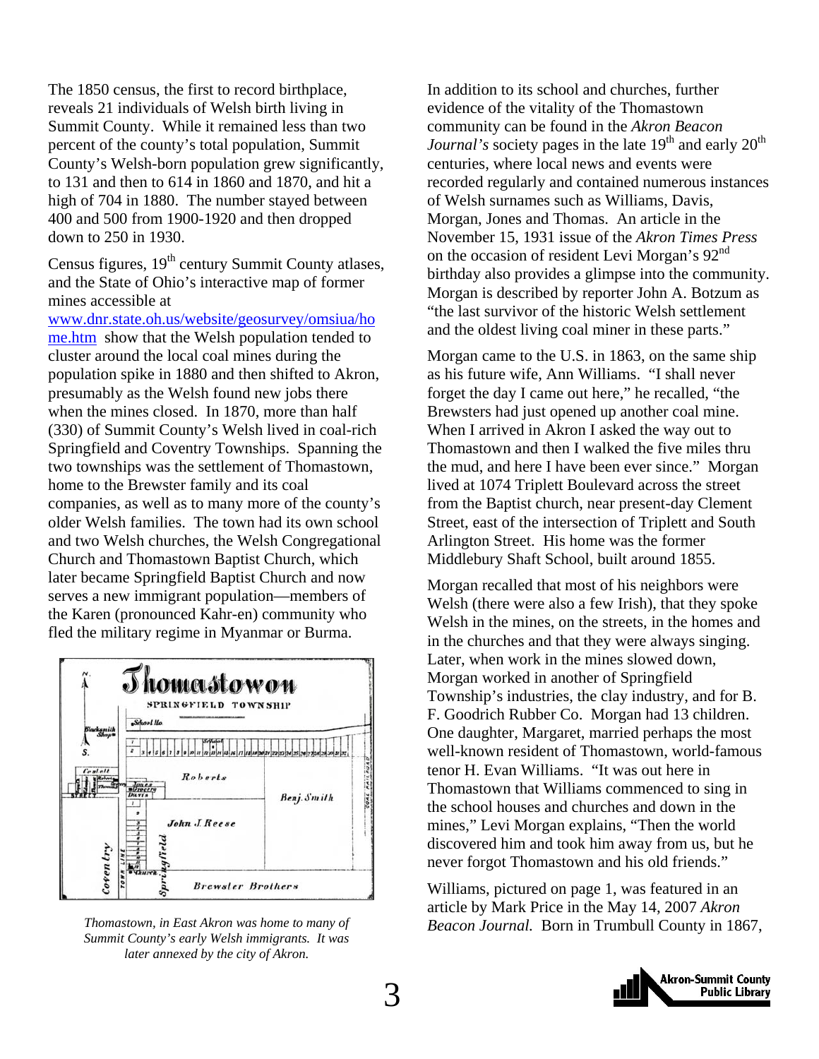The 1850 census, the first to record birthplace, reveals 21 individuals of Welsh birth living in Summit County. While it remained less than two percent of the county's total population, Summit County's Welsh-born population grew significantly, to 131 and then to 614 in 1860 and 1870, and hit a high of 704 in 1880. The number stayed between 400 and 500 from 1900-1920 and then dropped down to 250 in 1930.

Census figures, 19th century Summit County atlases, and the State of Ohio's interactive map of former mines accessible at [www.dnr.state.oh.us/website/geosurvey/omsiua/home.htm](www.dnr.state.oh.us/website/geosurvey/omsiua/home.htm) show that the Welsh population tended to cluster around the local coal mines during the population spike in 1880 and then shifted to Akron, presumably as the Welsh found new jobs there when the mines closed. In 1870, more than half (330) of Summit County's Welsh lived in coal-rich Springfield and Coventry Townships. Spanning the two townships was the settlement of Thomastown, home to the Brewster family and its coal companies, as well as to many more of the county's older Welsh families. The town had its own school and two Welsh churches, the Welsh Congregational Church and Thomastown Baptist Church, which later became Springfield Baptist Church and now serves a new immigrant population—members of the Karen (pronounced Kahr-en) community who fled the military regime in Myanmar or Burma.

*Thomastown, in East Akron was home to many of Summit County's early Welsh immigrants. It was later annexed by the city of Akron.*

In addition to its school and churches, further evidence of the vitality of the Thomastown community can be found in the *Akron Beacon Journal's* society pages in the late 19th and early 20th centuries, where local news and events were recorded regularly and contained numerous instances of Welsh surnames such as Williams, Davis, Morgan, Jones and Thomas. An article in the November 15, 1931 issue of the *Akron Times Press* on the occasion of resident Levi Morgan's 92nd birthday also provides a glimpse into the community. Morgan is described by reporter John A. Botzum as "the last survivor of the historic Welsh settlement and the oldest living coal miner in these parts."

Morgan came to the U.S. in 1863, on the same ship as his future wife, Ann Williams. "I shall never forget the day I came out here," he recalled, "the Brewsters had just opened up another coal mine. When I arrived in Akron I asked the way out to Thomastown and then I walked the five miles thru the mud, and here I have been ever since." Morgan lived at 1074 Triplett Boulevard across the street from the Baptist church, near present-day Clement Street, east of the intersection of Triplett and South Arlington Street. His home was the former Middlebury Shaft School, built around 1855.

Morgan recalled that most of his neighbors were Welsh (there were also a few Irish), that they spoke Welsh in the mines, on the streets, in the homes and in the churches and that they were always singing. Later, when work in the mines slowed down, Morgan worked in another of Springfield Township's industries, the clay industry, and for B. F. Goodrich Rubber Co. Morgan had 13 children. One daughter, Margaret, married perhaps the most well-known resident of Thomastown, world-famous tenor H. Evan Williams. "It was out here in Thomastown that Williams commenced to sing in the school houses and churches and down in the mines," Levi Morgan explains, "Then the world discovered him and took him away from us, but he never forgot Thomastown and his old friends."

Williams, pictured on page 1, was featured in an article by Mark Price in the May 14, 2007 *Akron Beacon Journal.* Born in Trumbull County in 1867,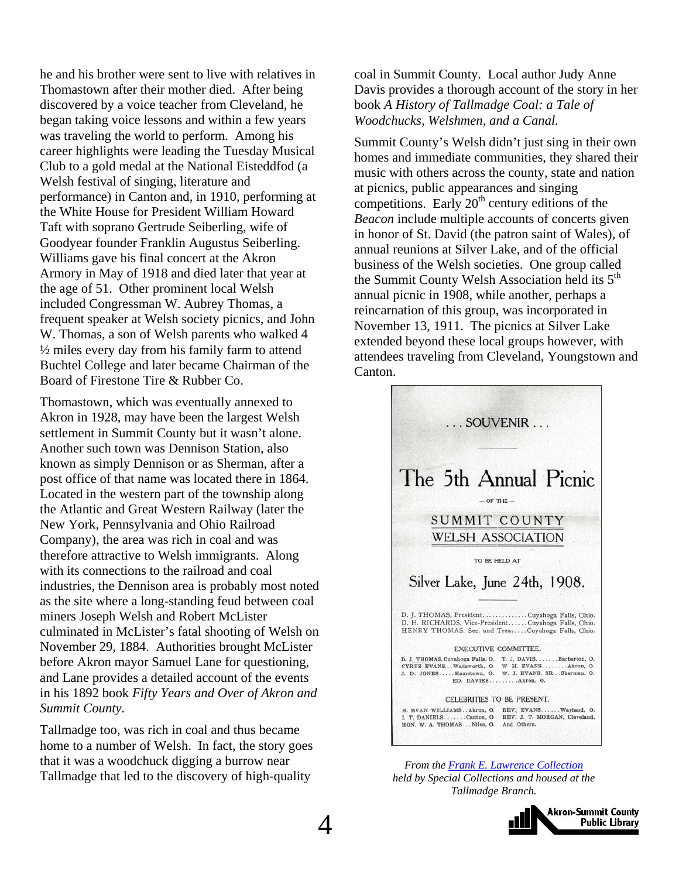he and his brother were sent to live with relatives in Thomastown after their mother died. After being discovered by a voice teacher from Cleveland, he began taking voice lessons and within a few years was traveling the world to perform. Among his career highlights were leading the Tuesday Musical Club to a gold medal at the National Eisteddfod (a Welsh festival of singing, literature and performance) in Canton and, in 1910, performing at the White House for President William Howard Taft with soprano Gertrude Seiberling, wife of Goodyear founder Franklin Augustus Seiberling. Williams gave his final concert at the Akron Armory in May of 1918 and died later that year at the age of 51. Other prominent local Welsh included Congressman W. Aubrey Thomas, a frequent speaker at Welsh society picnics, and John W. Thomas, a son of Welsh parents who walked 4 ½ miles every day from his family farm to attend Buchtel College and later became Chairman of the Board of Firestone Tire & Rubber Co.

Thomastown, which was eventually annexed to Akron in 1928, may have been the largest Welsh settlement in Summit County but it wasn't alone. Another such town was Dennison Station, also known as simply Dennison or as Sherman, after a post office of that name was located there in 1864. Located in the western part of the township along the Atlantic and Great Western Railway (later the New York, Pennsylvania and Ohio Railroad Company), the area was rich in coal and was therefore attractive to Welsh immigrants. Along with its connections to the railroad and coal industries, the Dennison area is probably most noted as the site where a long-standing feud between coal miners Joseph Welsh and Robert McLister culminated in McLister's fatal shooting of Welsh on November 29, 1884. Authorities brought McLister before Akron mayor Samuel Lane for questioning, and Lane provides a detailed account of the events in his 1892 book *Fifty Years and Over of Akron and Summit County*.

Tallmadge too, was rich in coal and thus became home to a number of Welsh. In fact, the story goes that it was a woodchuck digging a burrow near Tallmadge that led to the discovery of high-quality coal in Summit County. Local author Judy Anne Davis provides a thorough account of the story in her book *A History of Tallmadge Coal: a Tale of Woodchucks, Welshmen, and a Canal.*

Summit County's Welsh didn't just sing in their own homes and immediate communities, they shared their music with others across the county, state and nation at picnics, public appearances and singing competitions. Early 20th century editions of the *Beacon* include multiple accounts of concerts given in honor of St. David (the patron saint of Wales), of annual reunions at Silver Lake, and of the official business of the Welsh societies. One group called the Summit County Welsh Association held its 5th annual picnic in 1908, while another, perhaps a reincarnation of this group, was incorporated in November 13, 1911. The picnics at Silver Lake extended beyond these local groups however, with attendees traveling from Cleveland, Youngstown and Canton.

. . . SOUVENIR . . .

The 5th Annual Picnic

— OF THE —

SUMMIT COUNTY WELSH ASSOCIATION

TO BE HELD AT

Silver Lake, June 24th, 1908.

D. J. THOMAS, President. . . . . . . . . . . . . .Cuyahoga Falls, Ohio.
D. H. RICHARDS, Vice-President. . . . . .Cuyahoga Falls, Ohio.
HENRY THOMAS, Sec. and Treas. . . .Cuyahoga Falls, Ohio.

EXECUTIVE COMMITTEE.

D. J. THOMAS, Cuyahoga Falls, O. — T. J. DAVIS. . . . . . .Barberton, O.
CYRUS EVANS. . .Wadsworth, O. — W. H. EVANS. . . . . . . .Akron, O.
J. D. JONES. . . . .Hametown, O. — W. J. EVANS, SR. . .Sherman, O.
ED. DAVIES. . . . . . . . .Akron, O.

CELEBRITIES TO BE PRESENT.

H. EVAN WILLIAMS. .Akron, O. — REV. EVANS. . . . . .Wayland, O.
I. T. DANIELS. . . . . . .Canton, O. — REV. J. T. MORGAN, Cleveland.
HON. W. A. THOMAS. . .Niles, O. — And Others.

*From the Frank E. Lawrence Collection held by Special Collections and housed at the Tallmadge Branch.*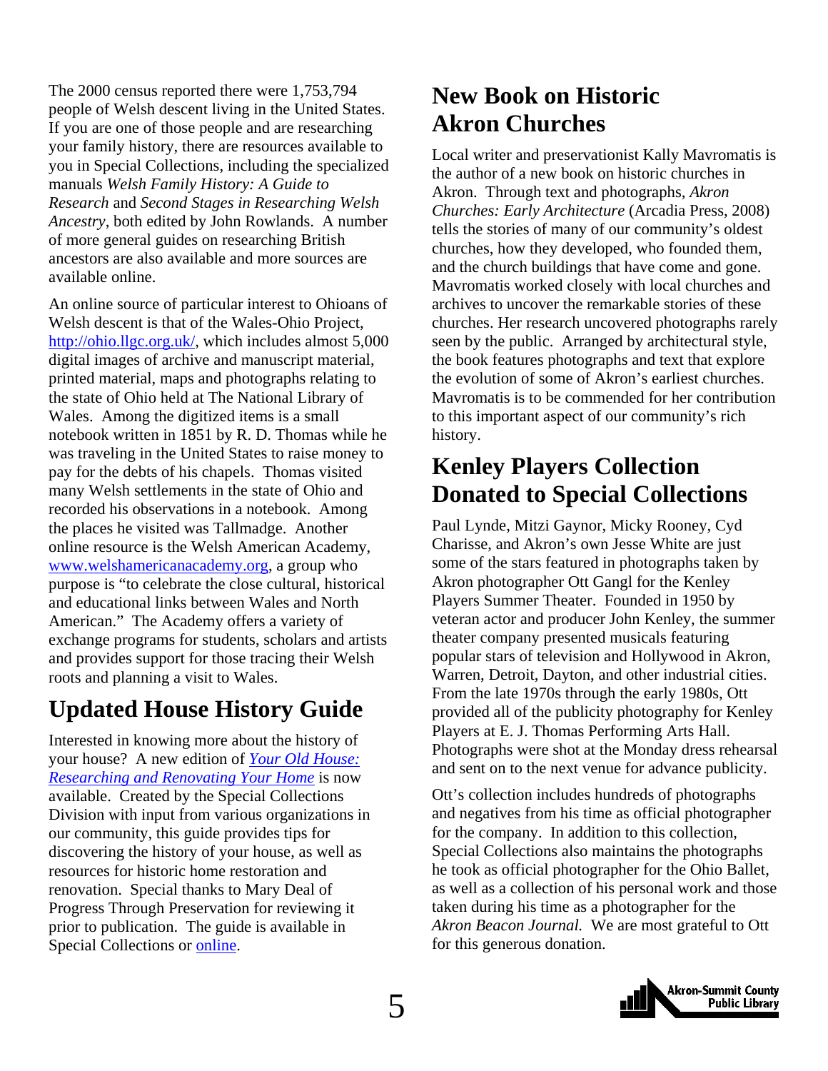The 2000 census reported there were 1,753,794 people of Welsh descent living in the United States. If you are one of those people and are researching your family history, there are resources available to you in Special Collections, including the specialized manuals *Welsh Family History: A Guide to Research* and *Second Stages in Researching Welsh Ancestry*, both edited by John Rowlands. A number of more general guides on researching British ancestors are also available and more sources are available online.

An online source of particular interest to Ohioans of Welsh descent is that of the Wales-Ohio Project, [http://ohio.llgc.org.uk/](http://ohio.llgc.org.uk/), which includes almost 5,000 digital images of archive and manuscript material, printed material, maps and photographs relating to the state of Ohio held at The National Library of Wales. Among the digitized items is a small notebook written in 1851 by R. D. Thomas while he was traveling in the United States to raise money to pay for the debts of his chapels. Thomas visited many Welsh settlements in the state of Ohio and recorded his observations in a notebook. Among the places he visited was Tallmadge. Another online resource is the Welsh American Academy, [www.welshamericanacademy.org](www.welshamericanacademy.org), a group who purpose is "to celebrate the close cultural, historical and educational links between Wales and North American." The Academy offers a variety of exchange programs for students, scholars and artists and provides support for those tracing their Welsh roots and planning a visit to Wales.

## Updated House History Guide

Interested in knowing more about the history of your house? A new edition of *Your Old House: Researching and Renovating Your Home* is now available. Created by the Special Collections Division with input from various organizations in our community, this guide provides tips for discovering the history of your house, as well as resources for historic home restoration and renovation. Special thanks to Mary Deal of Progress Through Preservation for reviewing it prior to publication. The guide is available in Special Collections or online.

## New Book on Historic Akron Churches

Local writer and preservationist Kally Mavromatis is the author of a new book on historic churches in Akron. Through text and photographs, *Akron Churches: Early Architecture* (Arcadia Press, 2008) tells the stories of many of our community's oldest churches, how they developed, who founded them, and the church buildings that have come and gone. Mavromatis worked closely with local churches and archives to uncover the remarkable stories of these churches. Her research uncovered photographs rarely seen by the public. Arranged by architectural style, the book features photographs and text that explore the evolution of some of Akron's earliest churches. Mavromatis is to be commended for her contribution to this important aspect of our community's rich history.

## Kenley Players Collection Donated to Special Collections

Paul Lynde, Mitzi Gaynor, Micky Rooney, Cyd Charisse, and Akron's own Jesse White are just some of the stars featured in photographs taken by Akron photographer Ott Gangl for the Kenley Players Summer Theater. Founded in 1950 by veteran actor and producer John Kenley, the summer theater company presented musicals featuring popular stars of television and Hollywood in Akron, Warren, Detroit, Dayton, and other industrial cities. From the late 1970s through the early 1980s, Ott provided all of the publicity photography for Kenley Players at E. J. Thomas Performing Arts Hall. Photographs were shot at the Monday dress rehearsal and sent on to the next venue for advance publicity.

Ott's collection includes hundreds of photographs and negatives from his time as official photographer for the company. In addition to this collection, Special Collections also maintains the photographs he took as official photographer for the Ohio Ballet, as well as a collection of his personal work and those taken during his time as a photographer for the *Akron Beacon Journal.* We are most grateful to Ott for this generous donation.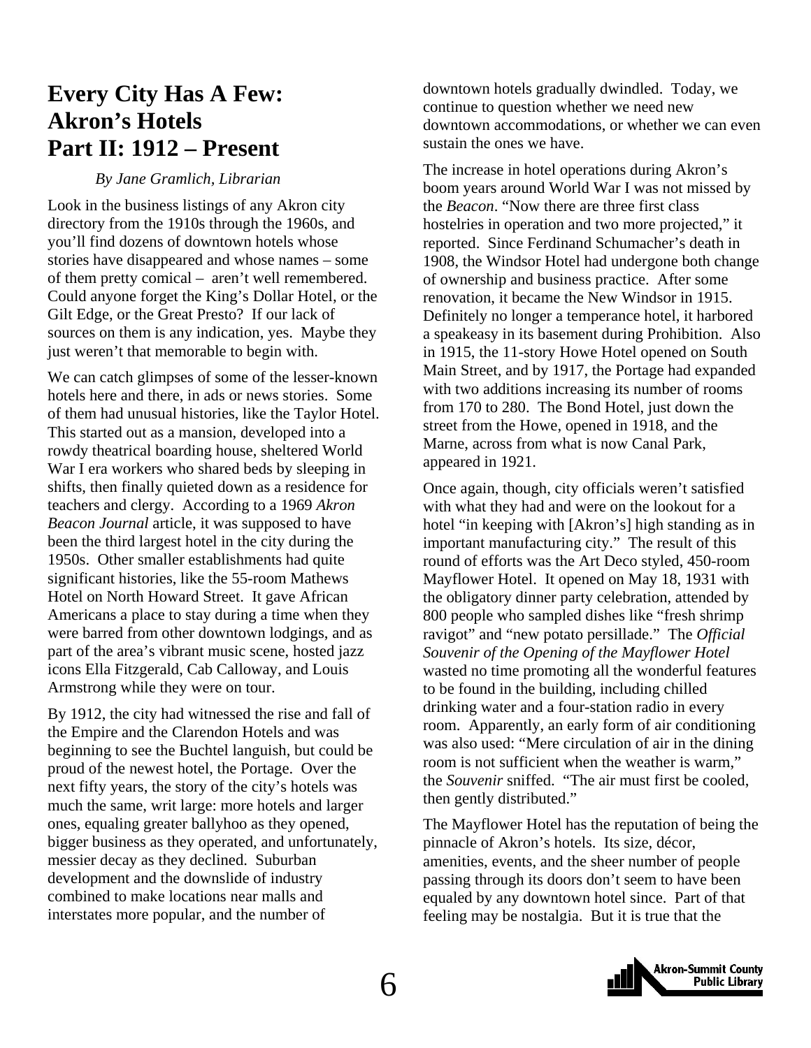# Every City Has A Few: Akron's Hotels Part II: 1912 – Present

*By Jane Gramlich, Librarian*

Look in the business listings of any Akron city directory from the 1910s through the 1960s, and you'll find dozens of downtown hotels whose stories have disappeared and whose names – some of them pretty comical – aren't well remembered. Could anyone forget the King's Dollar Hotel, or the Gilt Edge, or the Great Presto? If our lack of sources on them is any indication, yes. Maybe they just weren't that memorable to begin with.

We can catch glimpses of some of the lesser-known hotels here and there, in ads or news stories. Some of them had unusual histories, like the Taylor Hotel. This started out as a mansion, developed into a rowdy theatrical boarding house, sheltered World War I era workers who shared beds by sleeping in shifts, then finally quieted down as a residence for teachers and clergy. According to a 1969 *Akron Beacon Journal* article, it was supposed to have been the third largest hotel in the city during the 1950s. Other smaller establishments had quite significant histories, like the 55-room Mathews Hotel on North Howard Street. It gave African Americans a place to stay during a time when they were barred from other downtown lodgings, and as part of the area's vibrant music scene, hosted jazz icons Ella Fitzgerald, Cab Calloway, and Louis Armstrong while they were on tour.

By 1912, the city had witnessed the rise and fall of the Empire and the Clarendon Hotels and was beginning to see the Buchtel languish, but could be proud of the newest hotel, the Portage. Over the next fifty years, the story of the city's hotels was much the same, writ large: more hotels and larger ones, equaling greater ballyhoo as they opened, bigger business as they operated, and unfortunately, messier decay as they declined. Suburban development and the downslide of industry combined to make locations near malls and interstates more popular, and the number of downtown hotels gradually dwindled. Today, we continue to question whether we need new downtown accommodations, or whether we can even sustain the ones we have.

The increase in hotel operations during Akron's boom years around World War I was not missed by the *Beacon*. "Now there are three first class hostelries in operation and two more projected," it reported. Since Ferdinand Schumacher's death in 1908, the Windsor Hotel had undergone both change of ownership and business practice. After some renovation, it became the New Windsor in 1915. Definitely no longer a temperance hotel, it harbored a speakeasy in its basement during Prohibition. Also in 1915, the 11-story Howe Hotel opened on South Main Street, and by 1917, the Portage had expanded with two additions increasing its number of rooms from 170 to 280. The Bond Hotel, just down the street from the Howe, opened in 1918, and the Marne, across from what is now Canal Park, appeared in 1921.

Once again, though, city officials weren't satisfied with what they had and were on the lookout for a hotel "in keeping with [Akron's] high standing as in important manufacturing city." The result of this round of efforts was the Art Deco styled, 450-room Mayflower Hotel. It opened on May 18, 1931 with the obligatory dinner party celebration, attended by 800 people who sampled dishes like "fresh shrimp ravigot" and "new potato persillade." The *Official Souvenir of the Opening of the Mayflower Hotel* wasted no time promoting all the wonderful features to be found in the building, including chilled drinking water and a four-station radio in every room. Apparently, an early form of air conditioning was also used: "Mere circulation of air in the dining room is not sufficient when the weather is warm," the *Souvenir* sniffed. "The air must first be cooled, then gently distributed."

The Mayflower Hotel has the reputation of being the pinnacle of Akron's hotels. Its size, décor, amenities, events, and the sheer number of people passing through its doors don't seem to have been equaled by any downtown hotel since. Part of that feeling may be nostalgia. But it is true that the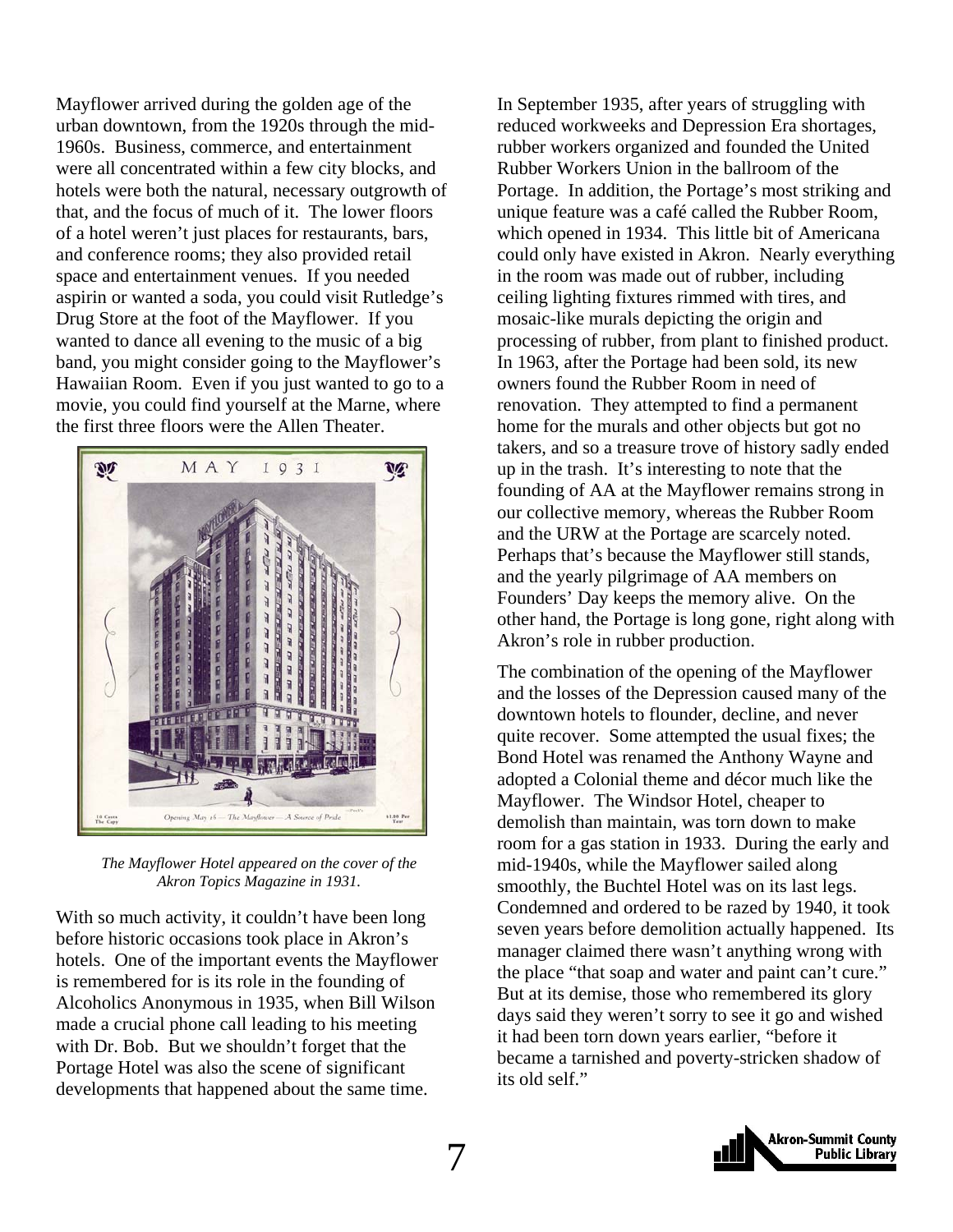Mayflower arrived during the golden age of the urban downtown, from the 1920s through the mid-1960s. Business, commerce, and entertainment were all concentrated within a few city blocks, and hotels were both the natural, necessary outgrowth of that, and the focus of much of it. The lower floors of a hotel weren't just places for restaurants, bars, and conference rooms; they also provided retail space and entertainment venues. If you needed aspirin or wanted a soda, you could visit Rutledge's Drug Store at the foot of the Mayflower. If you wanted to dance all evening to the music of a big band, you might consider going to the Mayflower's Hawaiian Room. Even if you just wanted to go to a movie, you could find yourself at the Marne, where the first three floors were the Allen Theater.

*The Mayflower Hotel appeared on the cover of the Akron Topics Magazine in 1931.*

With so much activity, it couldn't have been long before historic occasions took place in Akron's hotels. One of the important events the Mayflower is remembered for is its role in the founding of Alcoholics Anonymous in 1935, when Bill Wilson made a crucial phone call leading to his meeting with Dr. Bob. But we shouldn't forget that the Portage Hotel was also the scene of significant developments that happened about the same time.

In September 1935, after years of struggling with reduced workweeks and Depression Era shortages, rubber workers organized and founded the United Rubber Workers Union in the ballroom of the Portage. In addition, the Portage's most striking and unique feature was a café called the Rubber Room, which opened in 1934. This little bit of Americana could only have existed in Akron. Nearly everything in the room was made out of rubber, including ceiling lighting fixtures rimmed with tires, and mosaic-like murals depicting the origin and processing of rubber, from plant to finished product. In 1963, after the Portage had been sold, its new owners found the Rubber Room in need of renovation. They attempted to find a permanent home for the murals and other objects but got no takers, and so a treasure trove of history sadly ended up in the trash. It's interesting to note that the founding of AA at the Mayflower remains strong in our collective memory, whereas the Rubber Room and the URW at the Portage are scarcely noted. Perhaps that's because the Mayflower still stands, and the yearly pilgrimage of AA members on Founders' Day keeps the memory alive. On the other hand, the Portage is long gone, right along with Akron's role in rubber production.

The combination of the opening of the Mayflower and the losses of the Depression caused many of the downtown hotels to flounder, decline, and never quite recover. Some attempted the usual fixes; the Bond Hotel was renamed the Anthony Wayne and adopted a Colonial theme and décor much like the Mayflower. The Windsor Hotel, cheaper to demolish than maintain, was torn down to make room for a gas station in 1933. During the early and mid-1940s, while the Mayflower sailed along smoothly, the Buchtel Hotel was on its last legs. Condemned and ordered to be razed by 1940, it took seven years before demolition actually happened. Its manager claimed there wasn't anything wrong with the place "that soap and water and paint can't cure." But at its demise, those who remembered its glory days said they weren't sorry to see it go and wished it had been torn down years earlier, "before it became a tarnished and poverty-stricken shadow of its old self."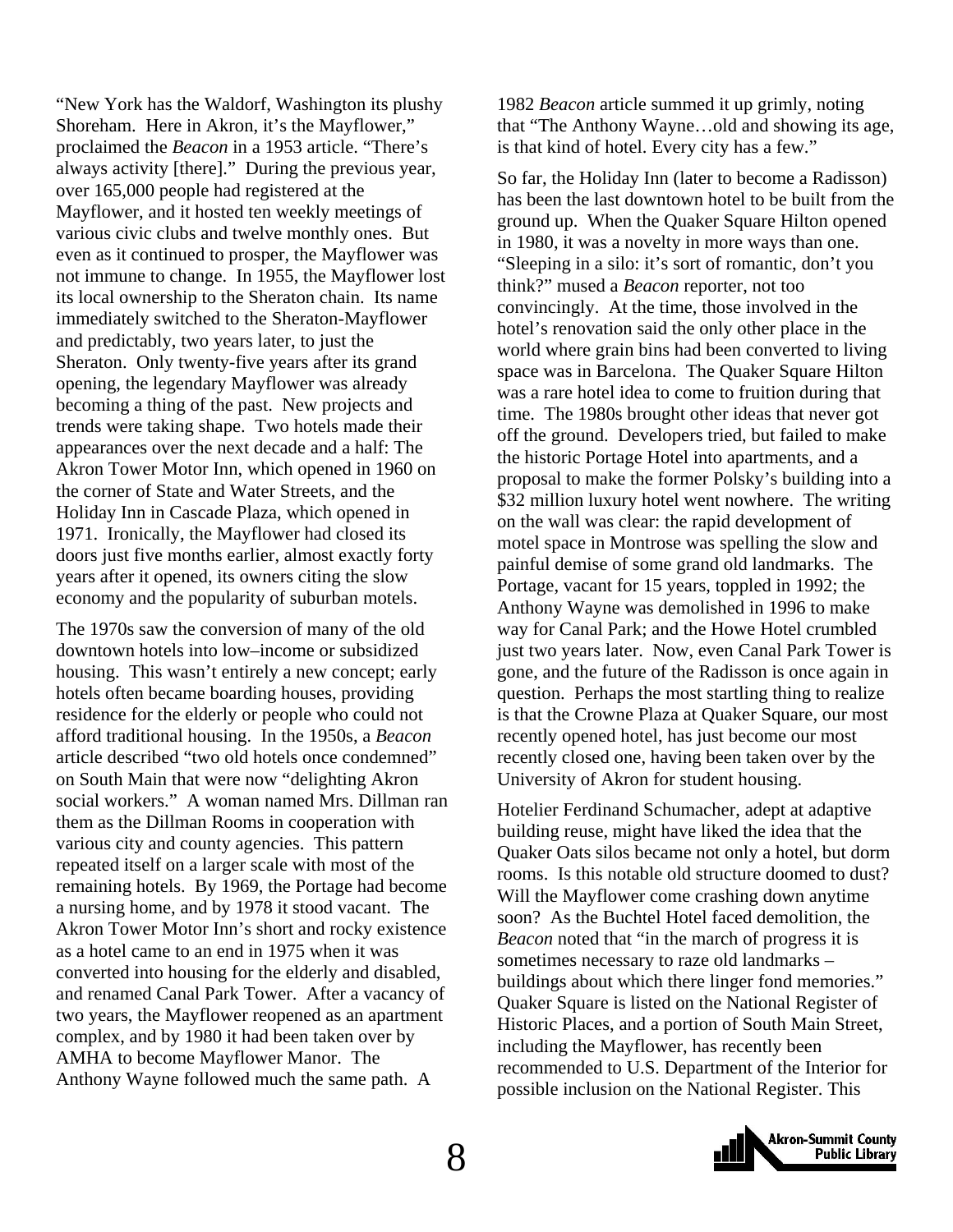"New York has the Waldorf, Washington its plushy Shoreham. Here in Akron, it's the Mayflower," proclaimed the *Beacon* in a 1953 article. "There's always activity [there]." During the previous year, over 165,000 people had registered at the Mayflower, and it hosted ten weekly meetings of various civic clubs and twelve monthly ones. But even as it continued to prosper, the Mayflower was not immune to change. In 1955, the Mayflower lost its local ownership to the Sheraton chain. Its name immediately switched to the Sheraton-Mayflower and predictably, two years later, to just the Sheraton. Only twenty-five years after its grand opening, the legendary Mayflower was already becoming a thing of the past. New projects and trends were taking shape. Two hotels made their appearances over the next decade and a half: The Akron Tower Motor Inn, which opened in 1960 on the corner of State and Water Streets, and the Holiday Inn in Cascade Plaza, which opened in 1971. Ironically, the Mayflower had closed its doors just five months earlier, almost exactly forty years after it opened, its owners citing the slow economy and the popularity of suburban motels.

The 1970s saw the conversion of many of the old downtown hotels into low–income or subsidized housing. This wasn't entirely a new concept; early hotels often became boarding houses, providing residence for the elderly or people who could not afford traditional housing. In the 1950s, a *Beacon* article described "two old hotels once condemned" on South Main that were now "delighting Akron social workers." A woman named Mrs. Dillman ran them as the Dillman Rooms in cooperation with various city and county agencies. This pattern repeated itself on a larger scale with most of the remaining hotels. By 1969, the Portage had become a nursing home, and by 1978 it stood vacant. The Akron Tower Motor Inn's short and rocky existence as a hotel came to an end in 1975 when it was converted into housing for the elderly and disabled, and renamed Canal Park Tower. After a vacancy of two years, the Mayflower reopened as an apartment complex, and by 1980 it had been taken over by AMHA to become Mayflower Manor. The Anthony Wayne followed much the same path. A 1982 *Beacon* article summed it up grimly, noting that "The Anthony Wayne…old and showing its age, is that kind of hotel. Every city has a few."

So far, the Holiday Inn (later to become a Radisson) has been the last downtown hotel to be built from the ground up. When the Quaker Square Hilton opened in 1980, it was a novelty in more ways than one. "Sleeping in a silo: it's sort of romantic, don't you think?" mused a *Beacon* reporter, not too convincingly. At the time, those involved in the hotel's renovation said the only other place in the world where grain bins had been converted to living space was in Barcelona. The Quaker Square Hilton was a rare hotel idea to come to fruition during that time. The 1980s brought other ideas that never got off the ground. Developers tried, but failed to make the historic Portage Hotel into apartments, and a proposal to make the former Polsky's building into a $32 million luxury hotel went nowhere. The writing on the wall was clear: the rapid development of motel space in Montrose was spelling the slow and painful demise of some grand old landmarks. The Portage, vacant for 15 years, toppled in 1992; the Anthony Wayne was demolished in 1996 to make way for Canal Park; and the Howe Hotel crumbled just two years later. Now, even Canal Park Tower is gone, and the future of the Radisson is once again in question. Perhaps the most startling thing to realize is that the Crowne Plaza at Quaker Square, our most recently opened hotel, has just become our most recently closed one, having been taken over by the University of Akron for student housing.

Hotelier Ferdinand Schumacher, adept at adaptive building reuse, might have liked the idea that the Quaker Oats silos became not only a hotel, but dorm rooms. Is this notable old structure doomed to dust? Will the Mayflower come crashing down anytime soon? As the Buchtel Hotel faced demolition, the *Beacon* noted that "in the march of progress it is sometimes necessary to raze old landmarks – buildings about which there linger fond memories." Quaker Square is listed on the National Register of Historic Places, and a portion of South Main Street, including the Mayflower, has recently been recommended to U.S. Department of the Interior for possible inclusion on the National Register. This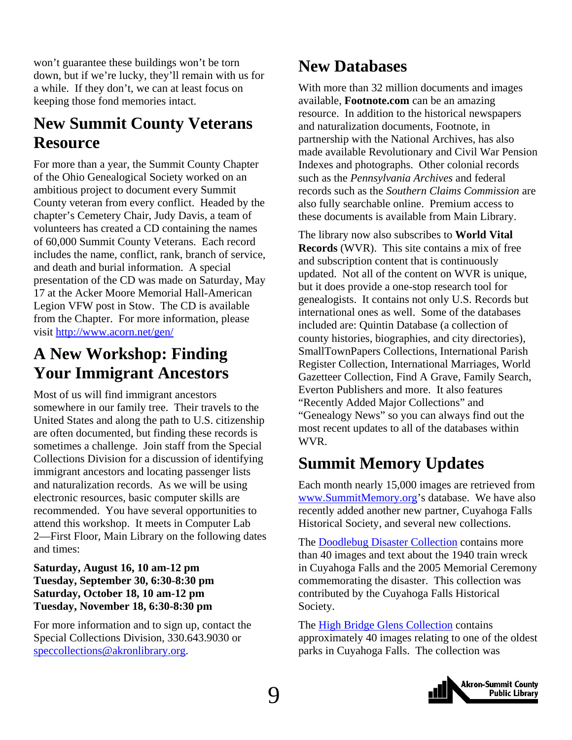won't guarantee these buildings won't be torn down, but if we're lucky, they'll remain with us for a while. If they don't, we can at least focus on keeping those fond memories intact.

## New Summit County Veterans Resource

For more than a year, the Summit County Chapter of the Ohio Genealogical Society worked on an ambitious project to document every Summit County veteran from every conflict. Headed by the chapter's Cemetery Chair, Judy Davis, a team of volunteers has created a CD containing the names of 60,000 Summit County Veterans. Each record includes the name, conflict, rank, branch of service, and death and burial information. A special presentation of the CD was made on Saturday, May 17 at the Acker Moore Memorial Hall-American Legion VFW post in Stow. The CD is available from the Chapter. For more information, please visit http://www.acorn.net/gen/

## A New Workshop: Finding Your Immigrant Ancestors

Most of us will find immigrant ancestors somewhere in our family tree. Their travels to the United States and along the path to U.S. citizenship are often documented, but finding these records is sometimes a challenge. Join staff from the Special Collections Division for a discussion of identifying immigrant ancestors and locating passenger lists and naturalization records. As we will be using electronic resources, basic computer skills are recommended. You have several opportunities to attend this workshop. It meets in Computer Lab 2—First Floor, Main Library on the following dates and times:

**Saturday, August 16, 10 am-12 pm**
**Tuesday, September 30, 6:30-8:30 pm**
**Saturday, October 18, 10 am-12 pm**
**Tuesday, November 18, 6:30-8:30 pm**

For more information and to sign up, contact the Special Collections Division, 330.643.9030 or speccollections@akronlibrary.org.

## New Databases

With more than 32 million documents and images available, **Footnote.com** can be an amazing resource. In addition to the historical newspapers and naturalization documents, Footnote, in partnership with the National Archives, has also made available Revolutionary and Civil War Pension Indexes and photographs. Other colonial records such as the *Pennsylvania Archives* and federal records such as the *Southern Claims Commission* are also fully searchable online. Premium access to these documents is available from Main Library.

The library now also subscribes to **World Vital Records** (WVR). This site contains a mix of free and subscription content that is continuously updated. Not all of the content on WVR is unique, but it does provide a one-stop research tool for genealogists. It contains not only U.S. Records but international ones as well. Some of the databases included are: Quintin Database (a collection of county histories, biographies, and city directories), SmallTownPapers Collections, International Parish Register Collection, International Marriages, World Gazetteer Collection, Find A Grave, Family Search, Everton Publishers and more. It also features "Recently Added Major Collections" and "Genealogy News" so you can always find out the most recent updates to all of the databases within WVR.

## Summit Memory Updates

Each month nearly 15,000 images are retrieved from www.SummitMemory.org's database. We have also recently added another new partner, Cuyahoga Falls Historical Society, and several new collections.

The Doodlebug Disaster Collection contains more than 40 images and text about the 1940 train wreck in Cuyahoga Falls and the 2005 Memorial Ceremony commemorating the disaster. This collection was contributed by the Cuyahoga Falls Historical Society.

The High Bridge Glens Collection contains approximately 40 images relating to one of the oldest parks in Cuyahoga Falls. The collection was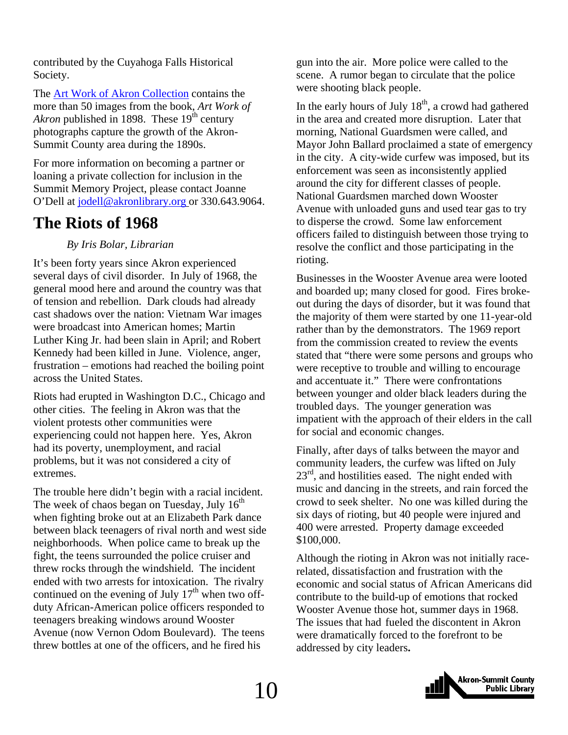contributed by the Cuyahoga Falls Historical Society.

The Art Work of Akron Collection contains the more than 50 images from the book, *Art Work of Akron* published in 1898. These 19th century photographs capture the growth of the Akron-Summit County area during the 1890s.

For more information on becoming a partner or loaning a private collection for inclusion in the Summit Memory Project, please contact Joanne O'Dell at jodell@akronlibrary.org or 330.643.9064.

# The Riots of 1968

*By Iris Bolar, Librarian*

It's been forty years since Akron experienced several days of civil disorder. In July of 1968, the general mood here and around the country was that of tension and rebellion. Dark clouds had already cast shadows over the nation: Vietnam War images were broadcast into American homes; Martin Luther King Jr. had been slain in April; and Robert Kennedy had been killed in June. Violence, anger, frustration – emotions had reached the boiling point across the United States.

Riots had erupted in Washington D.C., Chicago and other cities. The feeling in Akron was that the violent protests other communities were experiencing could not happen here. Yes, Akron had its poverty, unemployment, and racial problems, but it was not considered a city of extremes.

The trouble here didn't begin with a racial incident. The week of chaos began on Tuesday, July 16th when fighting broke out at an Elizabeth Park dance between black teenagers of rival north and west side neighborhoods. When police came to break up the fight, the teens surrounded the police cruiser and threw rocks through the windshield. The incident ended with two arrests for intoxication. The rivalry continued on the evening of July 17th when two off-duty African-American police officers responded to teenagers breaking windows around Wooster Avenue (now Vernon Odom Boulevard). The teens threw bottles at one of the officers, and he fired his gun into the air. More police were called to the scene. A rumor began to circulate that the police were shooting black people.

In the early hours of July 18th, a crowd had gathered in the area and created more disruption. Later that morning, National Guardsmen were called, and Mayor John Ballard proclaimed a state of emergency in the city. A city-wide curfew was imposed, but its enforcement was seen as inconsistently applied around the city for different classes of people. National Guardsmen marched down Wooster Avenue with unloaded guns and used tear gas to try to disperse the crowd. Some law enforcement officers failed to distinguish between those trying to resolve the conflict and those participating in the rioting.

Businesses in the Wooster Avenue area were looted and boarded up; many closed for good. Fires broke-out during the days of disorder, but it was found that the majority of them were started by one 11-year-old rather than by the demonstrators. The 1969 report from the commission created to review the events stated that "there were some persons and groups who were receptive to trouble and willing to encourage and accentuate it." There were confrontations between younger and older black leaders during the troubled days. The younger generation was impatient with the approach of their elders in the call for social and economic changes.

Finally, after days of talks between the mayor and community leaders, the curfew was lifted on July 23rd, and hostilities eased. The night ended with music and dancing in the streets, and rain forced the crowd to seek shelter. No one was killed during the six days of rioting, but 40 people were injured and 400 were arrested. Property damage exceeded $100,000.

Although the rioting in Akron was not initially race-related, dissatisfaction and frustration with the economic and social status of African Americans did contribute to the build-up of emotions that rocked Wooster Avenue those hot, summer days in 1968. The issues that had fueled the discontent in Akron were dramatically forced to the forefront to be addressed by city leaders.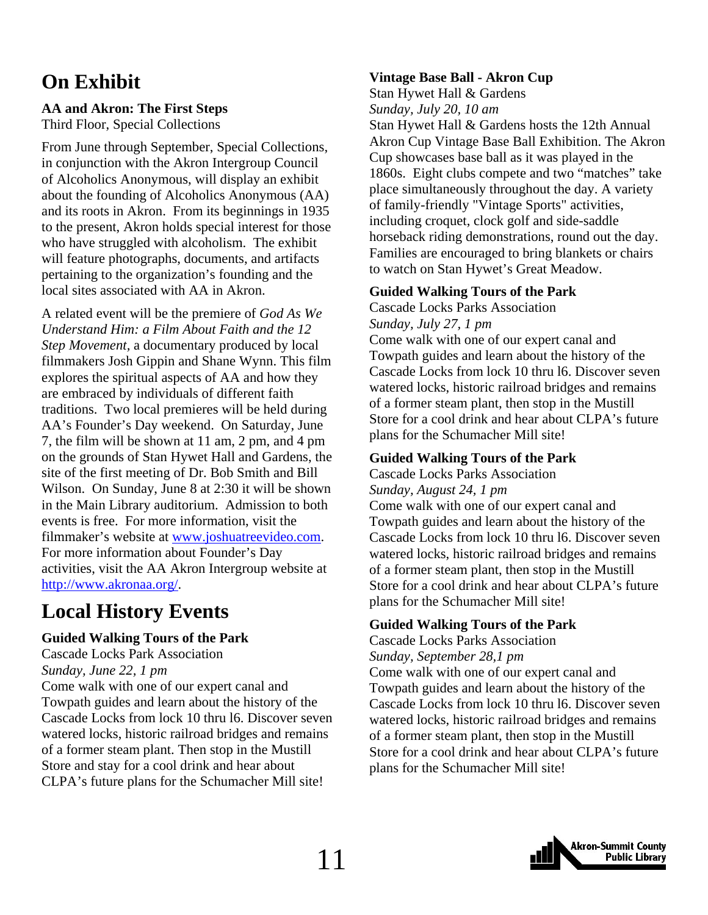# On Exhibit

**AA and Akron: The First Steps**
Third Floor, Special Collections

From June through September, Special Collections, in conjunction with the Akron Intergroup Council of Alcoholics Anonymous, will display an exhibit about the founding of Alcoholics Anonymous (AA) and its roots in Akron. From its beginnings in 1935 to the present, Akron holds special interest for those who have struggled with alcoholism. The exhibit will feature photographs, documents, and artifacts pertaining to the organization's founding and the local sites associated with AA in Akron.

A related event will be the premiere of *God As We Understand Him: a Film About Faith and the 12 Step Movement*, a documentary produced by local filmmakers Josh Gippin and Shane Wynn. This film explores the spiritual aspects of AA and how they are embraced by individuals of different faith traditions. Two local premieres will be held during AA's Founder's Day weekend. On Saturday, June 7, the film will be shown at 11 am, 2 pm, and 4 pm on the grounds of Stan Hywet Hall and Gardens, the site of the first meeting of Dr. Bob Smith and Bill Wilson. On Sunday, June 8 at 2:30 it will be shown in the Main Library auditorium. Admission to both events is free. For more information, visit the filmmaker's website at www.joshuatreevideo.com. For more information about Founder's Day activities, visit the AA Akron Intergroup website at http://www.akronaa.org/.

# Local History Events

**Guided Walking Tours of the Park**
Cascade Locks Park Association
*Sunday, June 22, 1 pm*
Come walk with one of our expert canal and Towpath guides and learn about the history of the Cascade Locks from lock 10 thru l6. Discover seven watered locks, historic railroad bridges and remains of a former steam plant. Then stop in the Mustill Store and stay for a cool drink and hear about CLPA's future plans for the Schumacher Mill site!

**Vintage Base Ball - Akron Cup**
Stan Hywet Hall & Gardens
*Sunday, July 20, 10 am*
Stan Hywet Hall & Gardens hosts the 12th Annual Akron Cup Vintage Base Ball Exhibition. The Akron Cup showcases base ball as it was played in the 1860s. Eight clubs compete and two "matches" take place simultaneously throughout the day. A variety of family-friendly "Vintage Sports" activities, including croquet, clock golf and side-saddle horseback riding demonstrations, round out the day. Families are encouraged to bring blankets or chairs to watch on Stan Hywet's Great Meadow.

**Guided Walking Tours of the Park**
Cascade Locks Parks Association
*Sunday, July 27, 1 pm*
Come walk with one of our expert canal and Towpath guides and learn about the history of the Cascade Locks from lock 10 thru l6. Discover seven watered locks, historic railroad bridges and remains of a former steam plant, then stop in the Mustill Store for a cool drink and hear about CLPA's future plans for the Schumacher Mill site!

**Guided Walking Tours of the Park**
Cascade Locks Parks Association
*Sunday, August 24, 1 pm*
Come walk with one of our expert canal and Towpath guides and learn about the history of the Cascade Locks from lock 10 thru l6. Discover seven watered locks, historic railroad bridges and remains of a former steam plant, then stop in the Mustill Store for a cool drink and hear about CLPA's future plans for the Schumacher Mill site!

**Guided Walking Tours of the Park**
Cascade Locks Parks Association
*Sunday, September 28,1 pm*
Come walk with one of our expert canal and Towpath guides and learn about the history of the Cascade Locks from lock 10 thru l6. Discover seven watered locks, historic railroad bridges and remains of a former steam plant, then stop in the Mustill Store for a cool drink and hear about CLPA's future plans for the Schumacher Mill site!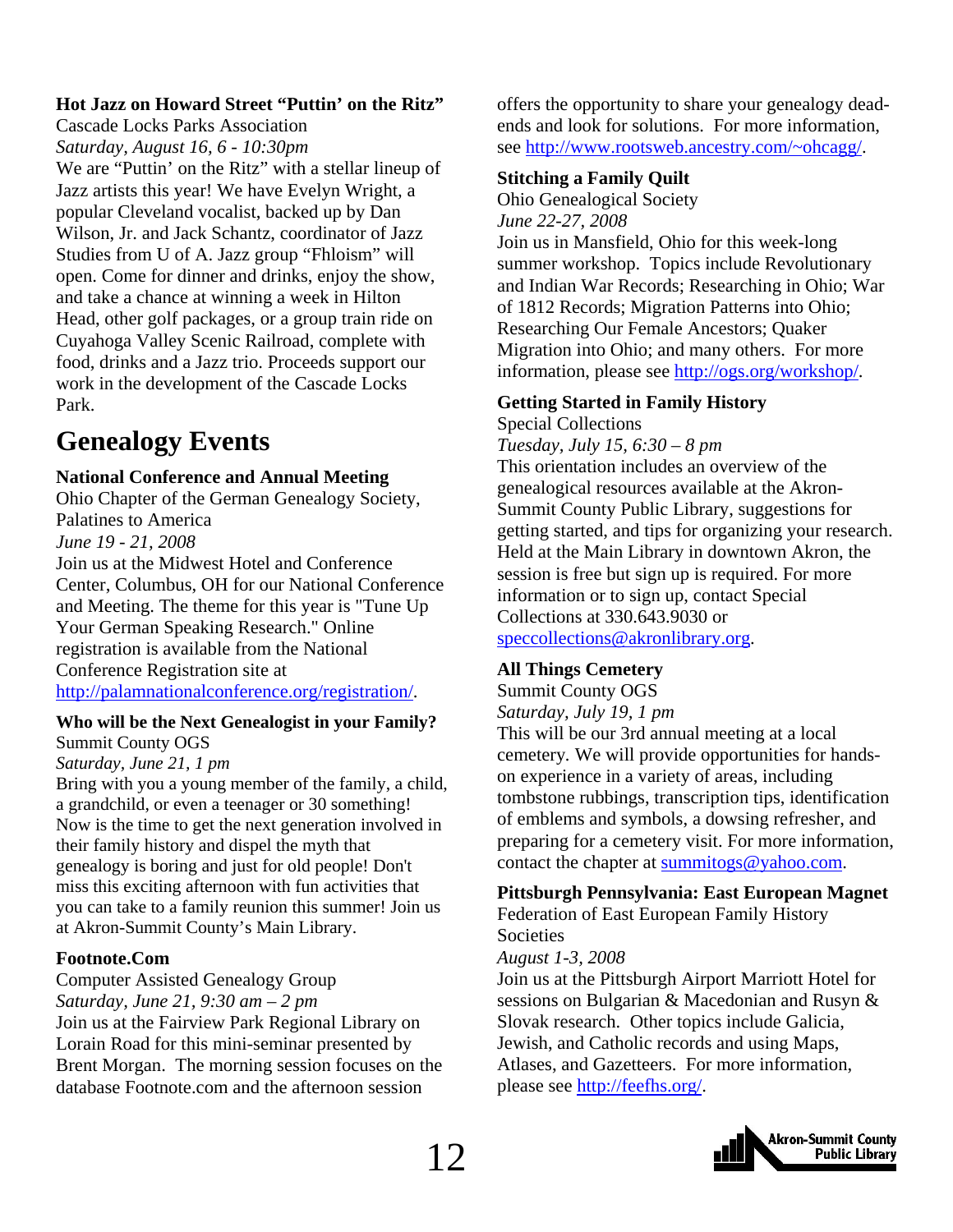**Hot Jazz on Howard Street "Puttin' on the Ritz"**
Cascade Locks Parks Association
*Saturday, August 16, 6 - 10:30pm*
We are "Puttin' on the Ritz" with a stellar lineup of Jazz artists this year! We have Evelyn Wright, a popular Cleveland vocalist, backed up by Dan Wilson, Jr. and Jack Schantz, coordinator of Jazz Studies from U of A. Jazz group "Fhloism" will open. Come for dinner and drinks, enjoy the show, and take a chance at winning a week in Hilton Head, other golf packages, or a group train ride on Cuyahoga Valley Scenic Railroad, complete with food, drinks and a Jazz trio. Proceeds support our work in the development of the Cascade Locks Park.

# Genealogy Events

**National Conference and Annual Meeting**
Ohio Chapter of the German Genealogy Society, Palatines to America
*June 19 - 21, 2008*
Join us at the Midwest Hotel and Conference Center, Columbus, OH for our National Conference and Meeting. The theme for this year is "Tune Up Your German Speaking Research." Online registration is available from the National Conference Registration site at http://palamnationalconference.org/registration/.

**Who will be the Next Genealogist in your Family?**
Summit County OGS
*Saturday, June 21, 1 pm*
Bring with you a young member of the family, a child, a grandchild, or even a teenager or 30 something! Now is the time to get the next generation involved in their family history and dispel the myth that genealogy is boring and just for old people! Don't miss this exciting afternoon with fun activities that you can take to a family reunion this summer! Join us at Akron-Summit County's Main Library.

**Footnote.Com**
Computer Assisted Genealogy Group
*Saturday, June 21, 9:30 am – 2 pm*
Join us at the Fairview Park Regional Library on Lorain Road for this mini-seminar presented by Brent Morgan. The morning session focuses on the database Footnote.com and the afternoon session offers the opportunity to share your genealogy dead-ends and look for solutions. For more information, see http://www.rootsweb.ancestry.com/~ohcagg/.

**Stitching a Family Quilt**
Ohio Genealogical Society
*June 22-27, 2008*
Join us in Mansfield, Ohio for this week-long summer workshop. Topics include Revolutionary and Indian War Records; Researching in Ohio; War of 1812 Records; Migration Patterns into Ohio; Researching Our Female Ancestors; Quaker Migration into Ohio; and many others. For more information, please see http://ogs.org/workshop/.

**Getting Started in Family History**
Special Collections
*Tuesday, July 15, 6:30 – 8 pm*
This orientation includes an overview of the genealogical resources available at the Akron-Summit County Public Library, suggestions for getting started, and tips for organizing your research. Held at the Main Library in downtown Akron, the session is free but sign up is required. For more information or to sign up, contact Special Collections at 330.643.9030 or speccollections@akronlibrary.org.

**All Things Cemetery**
Summit County OGS
*Saturday, July 19, 1 pm*
This will be our 3rd annual meeting at a local cemetery. We will provide opportunities for hands-on experience in a variety of areas, including tombstone rubbings, transcription tips, identification of emblems and symbols, a dowsing refresher, and preparing for a cemetery visit. For more information, contact the chapter at summitogs@yahoo.com.

**Pittsburgh Pennsylvania: East European Magnet**
Federation of East European Family History Societies
*August 1-3, 2008*
Join us at the Pittsburgh Airport Marriott Hotel for sessions on Bulgarian & Macedonian and Rusyn & Slovak research. Other topics include Galicia, Jewish, and Catholic records and using Maps, Atlases, and Gazetteers. For more information, please see http://feefhs.org/.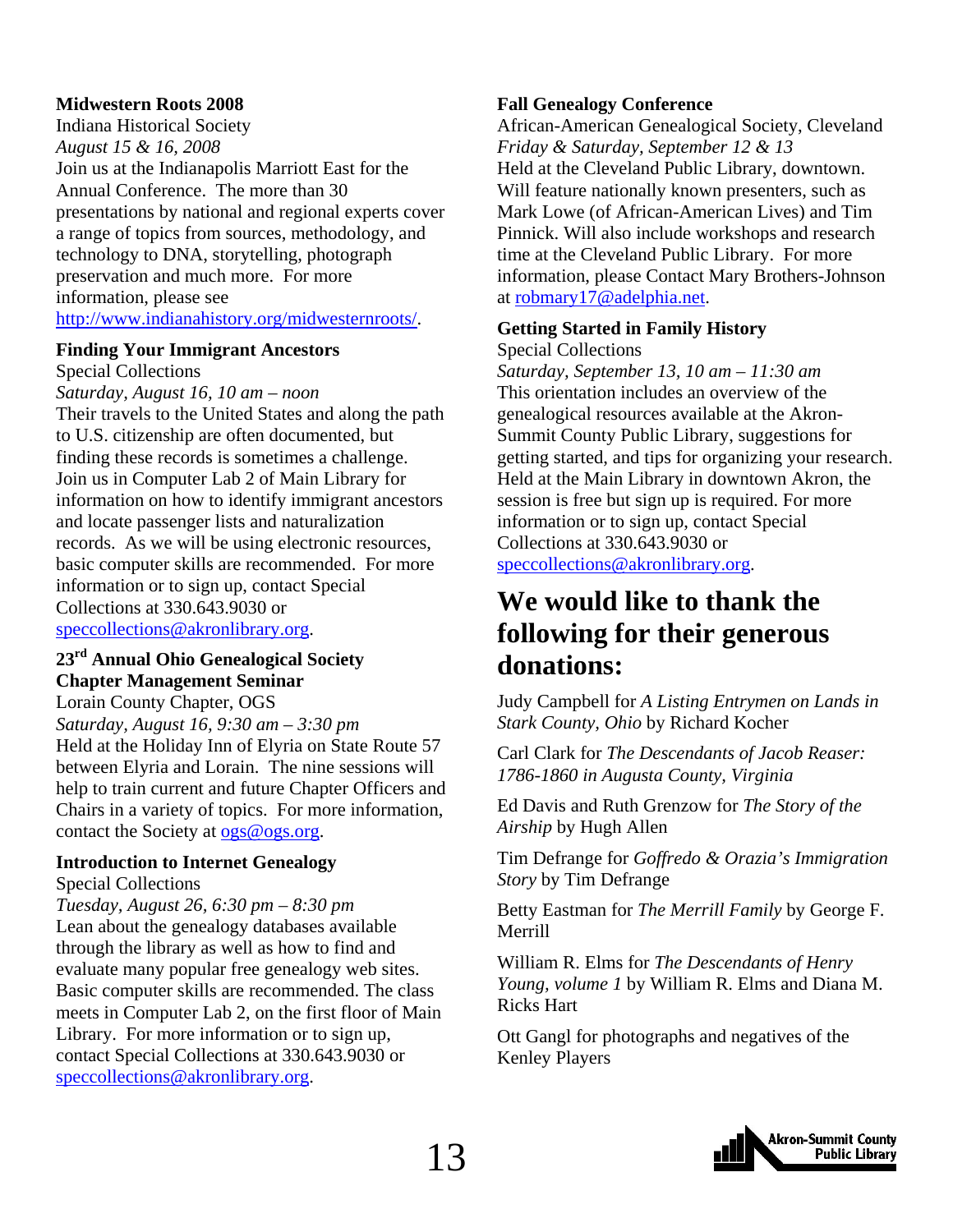**Midwestern Roots 2008**

Indiana Historical Society

*August 15 & 16, 2008*

Join us at the Indianapolis Marriott East for the Annual Conference. The more than 30 presentations by national and regional experts cover a range of topics from sources, methodology, and technology to DNA, storytelling, photograph preservation and much more. For more information, please see http://www.indianahistory.org/midwesternroots/.

**Finding Your Immigrant Ancestors**

Special Collections

*Saturday, August 16, 10 am – noon*

Their travels to the United States and along the path to U.S. citizenship are often documented, but finding these records is sometimes a challenge. Join us in Computer Lab 2 of Main Library for information on how to identify immigrant ancestors and locate passenger lists and naturalization records. As we will be using electronic resources, basic computer skills are recommended. For more information or to sign up, contact Special Collections at 330.643.9030 or speccollections@akronlibrary.org.

**23rd Annual Ohio Genealogical Society Chapter Management Seminar**

Lorain County Chapter, OGS

*Saturday, August 16, 9:30 am – 3:30 pm*

Held at the Holiday Inn of Elyria on State Route 57 between Elyria and Lorain. The nine sessions will help to train current and future Chapter Officers and Chairs in a variety of topics. For more information, contact the Society at ogs@ogs.org.

**Introduction to Internet Genealogy**

Special Collections

*Tuesday, August 26, 6:30 pm – 8:30 pm*

Lean about the genealogy databases available through the library as well as how to find and evaluate many popular free genealogy web sites. Basic computer skills are recommended. The class meets in Computer Lab 2, on the first floor of Main Library. For more information or to sign up, contact Special Collections at 330.643.9030 or speccollections@akronlibrary.org.

**Fall Genealogy Conference**

African-American Genealogical Society, Cleveland

*Friday & Saturday, September 12 & 13*

Held at the Cleveland Public Library, downtown. Will feature nationally known presenters, such as Mark Lowe (of African-American Lives) and Tim Pinnick. Will also include workshops and research time at the Cleveland Public Library. For more information, please Contact Mary Brothers-Johnson at robmary17@adelphia.net.

**Getting Started in Family History**

Special Collections

*Saturday, September 13, 10 am – 11:30 am*

This orientation includes an overview of the genealogical resources available at the Akron-Summit County Public Library, suggestions for getting started, and tips for organizing your research. Held at the Main Library in downtown Akron, the session is free but sign up is required. For more information or to sign up, contact Special Collections at 330.643.9030 or speccollections@akronlibrary.org.

# We would like to thank the following for their generous donations:

Judy Campbell for *A Listing Entrymen on Lands in Stark County, Ohio* by Richard Kocher

Carl Clark for *The Descendants of Jacob Reaser: 1786-1860 in Augusta County, Virginia*

Ed Davis and Ruth Grenzow for *The Story of the Airship* by Hugh Allen

Tim Defrange for *Goffredo & Orazia's Immigration Story* by Tim Defrange

Betty Eastman for *The Merrill Family* by George F. Merrill

William R. Elms for *The Descendants of Henry Young, volume 1* by William R. Elms and Diana M. Ricks Hart

Ott Gangl for photographs and negatives of the Kenley Players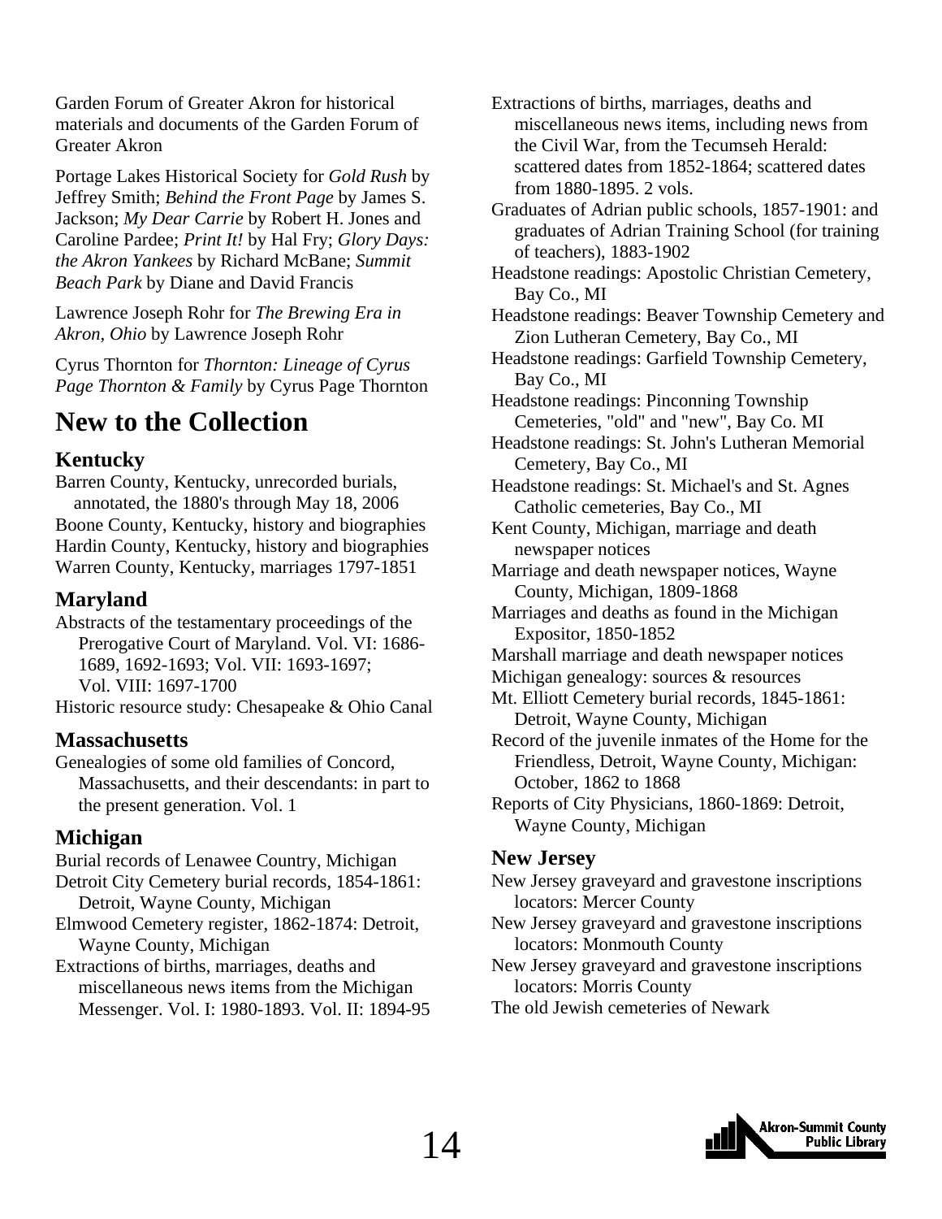Garden Forum of Greater Akron for historical materials and documents of the Garden Forum of Greater Akron

Portage Lakes Historical Society for *Gold Rush* by Jeffrey Smith; *Behind the Front Page* by James S. Jackson; *My Dear Carrie* by Robert H. Jones and Caroline Pardee; *Print It!* by Hal Fry; *Glory Days: the Akron Yankees* by Richard McBane; *Summit Beach Park* by Diane and David Francis

Lawrence Joseph Rohr for *The Brewing Era in Akron, Ohio* by Lawrence Joseph Rohr

Cyrus Thornton for *Thornton: Lineage of Cyrus Page Thornton & Family* by Cyrus Page Thornton

# New to the Collection

## Kentucky

Barren County, Kentucky, unrecorded burials, annotated, the 1880's through May 18, 2006
Boone County, Kentucky, history and biographies
Hardin County, Kentucky, history and biographies
Warren County, Kentucky, marriages 1797-1851

## Maryland

Abstracts of the testamentary proceedings of the Prerogative Court of Maryland. Vol. VI: 1686-1689, 1692-1693; Vol. VII: 1693-1697; Vol. VIII: 1697-1700
Historic resource study: Chesapeake & Ohio Canal

## Massachusetts

Genealogies of some old families of Concord, Massachusetts, and their descendants: in part to the present generation. Vol. 1

## Michigan

Burial records of Lenawee Country, Michigan
Detroit City Cemetery burial records, 1854-1861: Detroit, Wayne County, Michigan
Elmwood Cemetery register, 1862-1874: Detroit, Wayne County, Michigan
Extractions of births, marriages, deaths and miscellaneous news items from the Michigan Messenger. Vol. I: 1980-1893. Vol. II: 1894-95
Extractions of births, marriages, deaths and miscellaneous news items, including news from the Civil War, from the Tecumseh Herald: scattered dates from 1852-1864; scattered dates from 1880-1895. 2 vols.
Graduates of Adrian public schools, 1857-1901: and graduates of Adrian Training School (for training of teachers), 1883-1902
Headstone readings: Apostolic Christian Cemetery, Bay Co., MI
Headstone readings: Beaver Township Cemetery and Zion Lutheran Cemetery, Bay Co., MI
Headstone readings: Garfield Township Cemetery, Bay Co., MI
Headstone readings: Pinconning Township Cemeteries, "old" and "new", Bay Co. MI
Headstone readings: St. John's Lutheran Memorial Cemetery, Bay Co., MI
Headstone readings: St. Michael's and St. Agnes Catholic cemeteries, Bay Co., MI
Kent County, Michigan, marriage and death newspaper notices
Marriage and death newspaper notices, Wayne County, Michigan, 1809-1868
Marriages and deaths as found in the Michigan Expositor, 1850-1852
Marshall marriage and death newspaper notices
Michigan genealogy: sources & resources
Mt. Elliott Cemetery burial records, 1845-1861: Detroit, Wayne County, Michigan
Record of the juvenile inmates of the Home for the Friendless, Detroit, Wayne County, Michigan: October, 1862 to 1868
Reports of City Physicians, 1860-1869: Detroit, Wayne County, Michigan

## New Jersey

New Jersey graveyard and gravestone inscriptions locators: Mercer County
New Jersey graveyard and gravestone inscriptions locators: Monmouth County
New Jersey graveyard and gravestone inscriptions locators: Morris County
The old Jewish cemeteries of Newark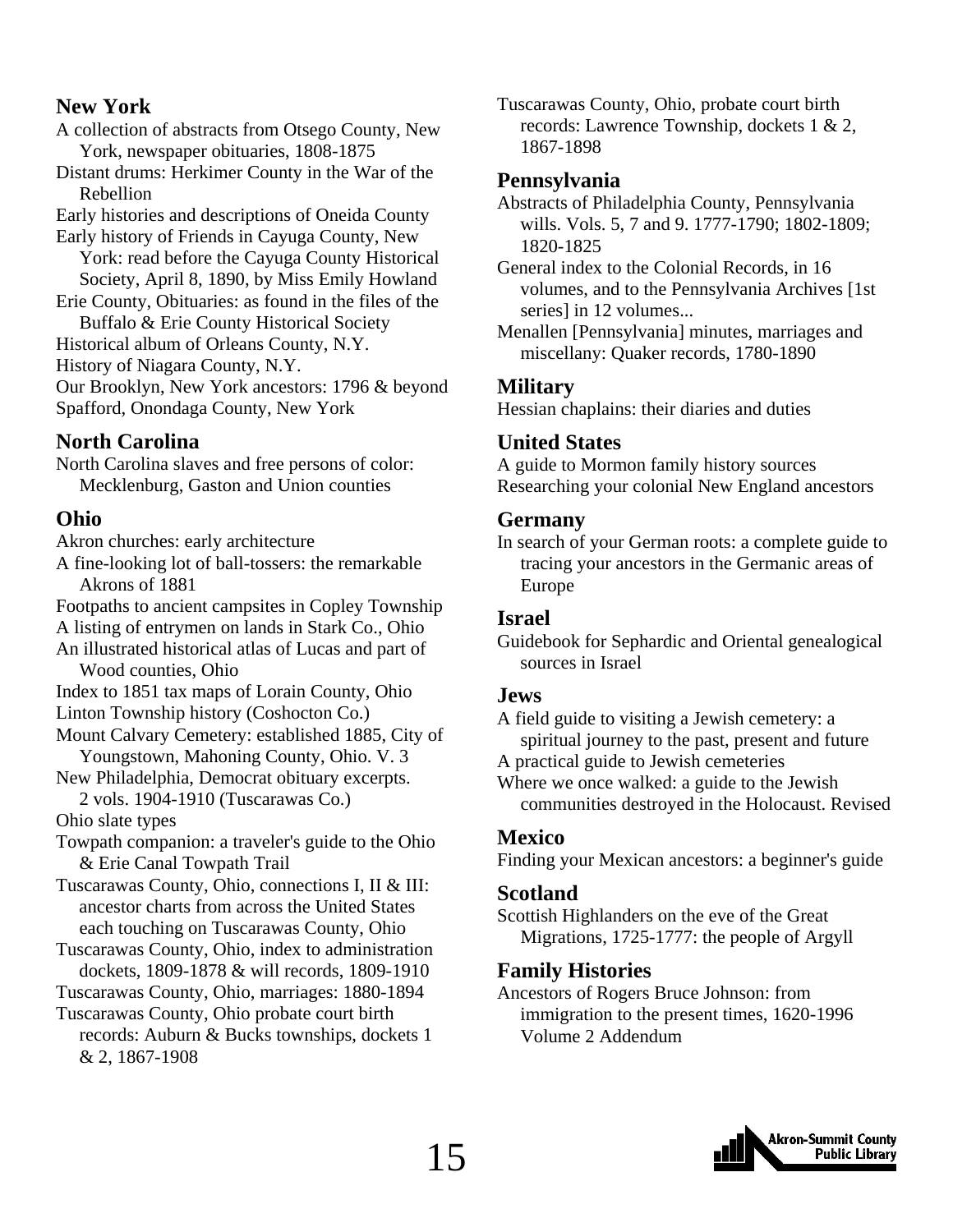## New York

A collection of abstracts from Otsego County, New York, newspaper obituaries, 1808-1875

Distant drums: Herkimer County in the War of the Rebellion

Early histories and descriptions of Oneida County

Early history of Friends in Cayuga County, New York: read before the Cayuga County Historical Society, April 8, 1890, by Miss Emily Howland

Erie County, Obituaries: as found in the files of the Buffalo & Erie County Historical Society

Historical album of Orleans County, N.Y.

History of Niagara County, N.Y.

Our Brooklyn, New York ancestors: 1796 & beyond

Spafford, Onondaga County, New York

## North Carolina

North Carolina slaves and free persons of color: Mecklenburg, Gaston and Union counties

## Ohio

Akron churches: early architecture

A fine-looking lot of ball-tossers: the remarkable Akrons of 1881

Footpaths to ancient campsites in Copley Township

A listing of entrymen on lands in Stark Co., Ohio

An illustrated historical atlas of Lucas and part of Wood counties, Ohio

Index to 1851 tax maps of Lorain County, Ohio

Linton Township history (Coshocton Co.)

Mount Calvary Cemetery: established 1885, City of Youngstown, Mahoning County, Ohio. V. 3

New Philadelphia, Democrat obituary excerpts. 2 vols. 1904-1910 (Tuscarawas Co.)

Ohio slate types

Towpath companion: a traveler's guide to the Ohio & Erie Canal Towpath Trail

Tuscarawas County, Ohio, connections I, II & III: ancestor charts from across the United States each touching on Tuscarawas County, Ohio

Tuscarawas County, Ohio, index to administration dockets, 1809-1878 & will records, 1809-1910

Tuscarawas County, Ohio, marriages: 1880-1894

Tuscarawas County, Ohio probate court birth records: Auburn & Bucks townships, dockets 1 & 2, 1867-1908

Tuscarawas County, Ohio, probate court birth records: Lawrence Township, dockets 1 & 2, 1867-1898

## Pennsylvania

Abstracts of Philadelphia County, Pennsylvania wills. Vols. 5, 7 and 9. 1777-1790; 1802-1809; 1820-1825

General index to the Colonial Records, in 16 volumes, and to the Pennsylvania Archives [1st series] in 12 volumes...

Menallen [Pennsylvania] minutes, marriages and miscellany: Quaker records, 1780-1890

## Military

Hessian chaplains: their diaries and duties

## United States

A guide to Mormon family history sources

Researching your colonial New England ancestors

## Germany

In search of your German roots: a complete guide to tracing your ancestors in the Germanic areas of Europe

## Israel

Guidebook for Sephardic and Oriental genealogical sources in Israel

## Jews

A field guide to visiting a Jewish cemetery: a spiritual journey to the past, present and future

A practical guide to Jewish cemeteries

Where we once walked: a guide to the Jewish communities destroyed in the Holocaust. Revised

## Mexico

Finding your Mexican ancestors: a beginner's guide

## Scotland

Scottish Highlanders on the eve of the Great Migrations, 1725-1777: the people of Argyll

## Family Histories

Ancestors of Rogers Bruce Johnson: from immigration to the present times, 1620-1996 Volume 2 Addendum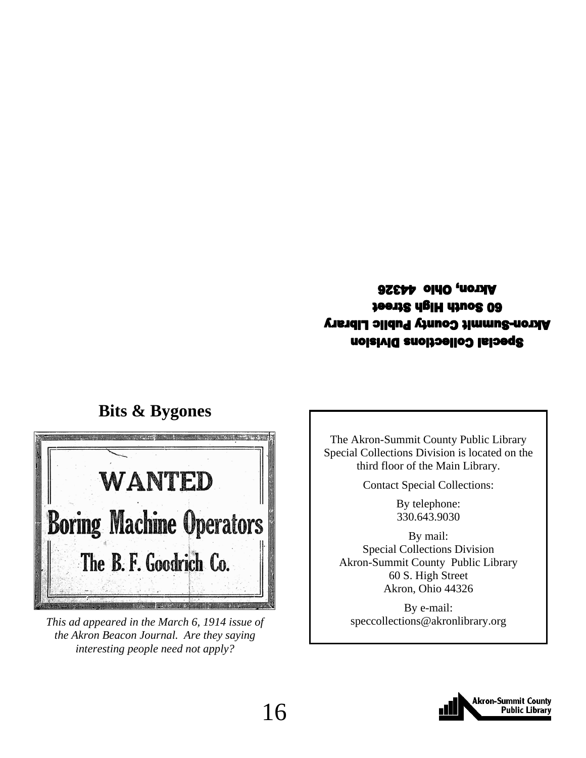Special Collections Division
Akron-Summit County Public Library
60 South High Street
Akron, Ohio 44326

## Bits & Bygones

WANTED

Boring Machine Operators

The B. F. Goodrich Co.

*This ad appeared in the March 6, 1914 issue of the Akron Beacon Journal. Are they saying interesting people need not apply?*

The Akron-Summit County Public Library Special Collections Division is located on the third floor of the Main Library.

Contact Special Collections:

By telephone:
330.643.9030

By mail:
Special Collections Division
Akron-Summit County Public Library
60 S. High Street
Akron, Ohio 44326

By e-mail:
speccollections@akronlibrary.org

Akron-Summit County Public Library